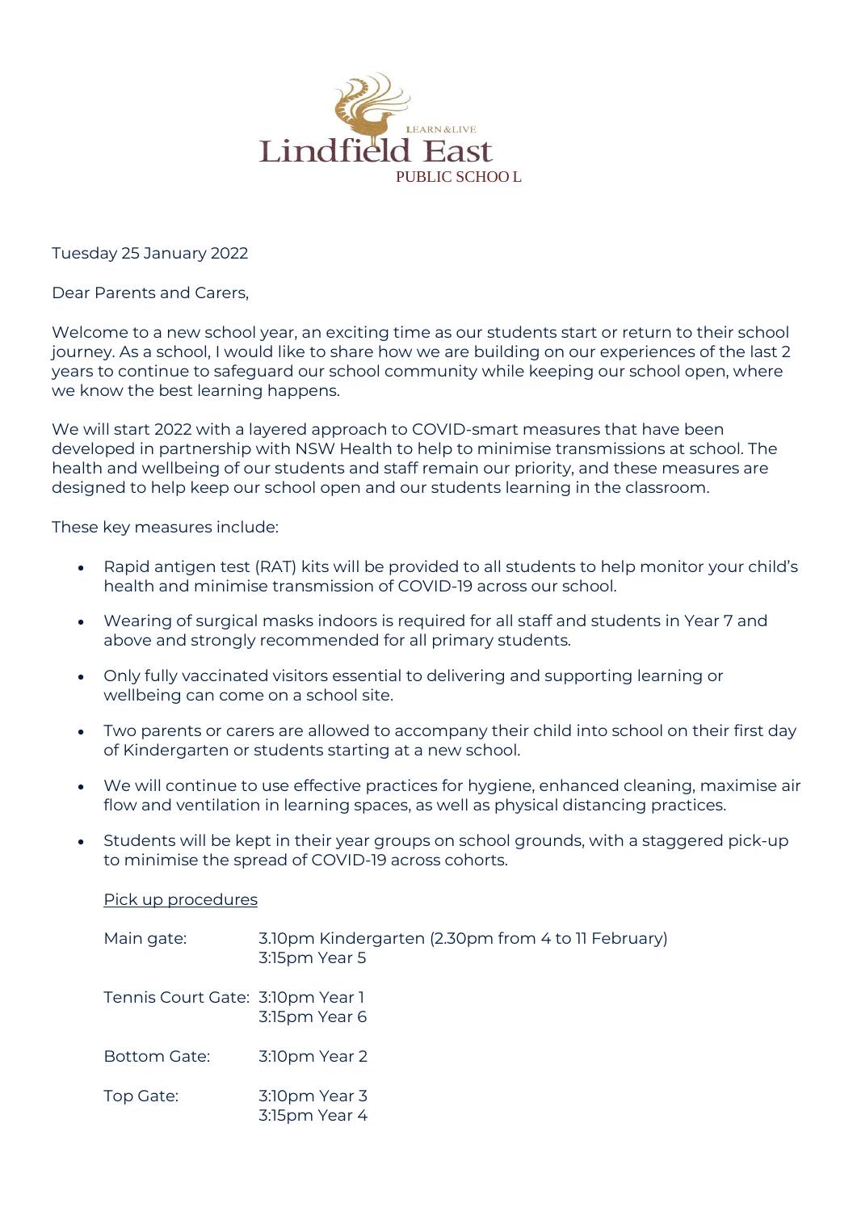LEARN&LIVE

Lindfield East

PUBLIC SCHOOL

Tuesday 25 January 2022

Dear Parents and Carers,

Welcome to a new school year, an exciting time as our students start or return to their school journey. As a school, I would like to share how we are building on our experiences of the last 2 years to continue to safeguard our school community while keeping our school open, where we know the best learning happens.

We will start 2022 with a layered approach to COVID-smart measures that have been developed in partnership with NSW Health to help to minimise transmissions at school. The health and wellbeing of our students and staff remain our priority, and these measures are designed to help keep our school open and our students learning in the classroom.

These key measures include:

- Rapid antigen test (RAT) kits will be provided to all students to help monitor your child's health and minimise transmission of COVID-19 across our school.
- Wearing of surgical masks indoors is required for all staff and students in Year 7 and above and strongly recommended for all primary students.
- Only fully vaccinated visitors essential to delivering and supporting learning or wellbeing can come on a school site.
- Two parents or carers are allowed to accompany their child into school on their first day of Kindergarten or students starting at a new school.
- We will continue to use effective practices for hygiene, enhanced cleaning, maximise air flow and ventilation in learning spaces, as well as physical distancing practices.
- Students will be kept in their year groups on school grounds, with a staggered pick-up to minimise the spread of COVID-19 across cohorts.

<u>Pick up procedures</u>

| | |
|---|---|
| Main gate: | 3.10pm Kindergarten (2.30pm from 4 to 11 February)<br>3:15pm Year 5 |
| Tennis Court Gate: | 3:10pm Year 1<br>3:15pm Year 6 |
| Bottom Gate: | 3:10pm Year 2 |
| Top Gate: | 3:10pm Year 3<br>3:15pm Year 4 |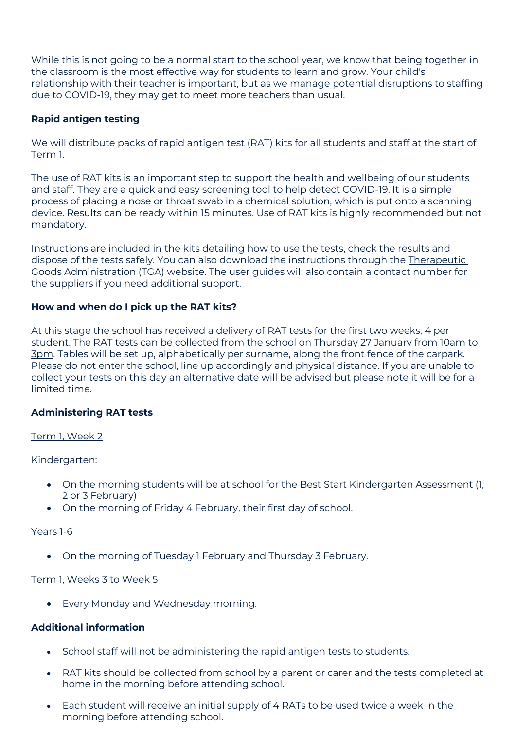While this is not going to be a normal start to the school year, we know that being together in the classroom is the most effective way for students to learn and grow. Your child's relationship with their teacher is important, but as we manage potential disruptions to staffing due to COVID-19, they may get to meet more teachers than usual.

**Rapid antigen testing**

We will distribute packs of rapid antigen test (RAT) kits for all students and staff at the start of Term 1.

The use of RAT kits is an important step to support the health and wellbeing of our students and staff. They are a quick and easy screening tool to help detect COVID-19. It is a simple process of placing a nose or throat swab in a chemical solution, which is put onto a scanning device. Results can be ready within 15 minutes. Use of RAT kits is highly recommended but not mandatory.

Instructions are included in the kits detailing how to use the tests, check the results and dispose of the tests safely. You can also download the instructions through the Therapeutic Goods Administration (TGA) website. The user guides will also contain a contact number for the suppliers if you need additional support.

**How and when do I pick up the RAT kits?**

At this stage the school has received a delivery of RAT tests for the first two weeks, 4 per student. The RAT tests can be collected from the school on Thursday 27 January from 10am to 3pm. Tables will be set up, alphabetically per surname, along the front fence of the carpark. Please do not enter the school, line up accordingly and physical distance. If you are unable to collect your tests on this day an alternative date will be advised but please note it will be for a limited time.

**Administering RAT tests**

Term 1, Week 2

Kindergarten:

- On the morning students will be at school for the Best Start Kindergarten Assessment (1, 2 or 3 February)
- On the morning of Friday 4 February, their first day of school.

Years 1-6

- On the morning of Tuesday 1 February and Thursday 3 February.

Term 1, Weeks 3 to Week 5

- Every Monday and Wednesday morning.

**Additional information**

- School staff will not be administering the rapid antigen tests to students.
- RAT kits should be collected from school by a parent or carer and the tests completed at home in the morning before attending school.
- Each student will receive an initial supply of 4 RATs to be used twice a week in the morning before attending school.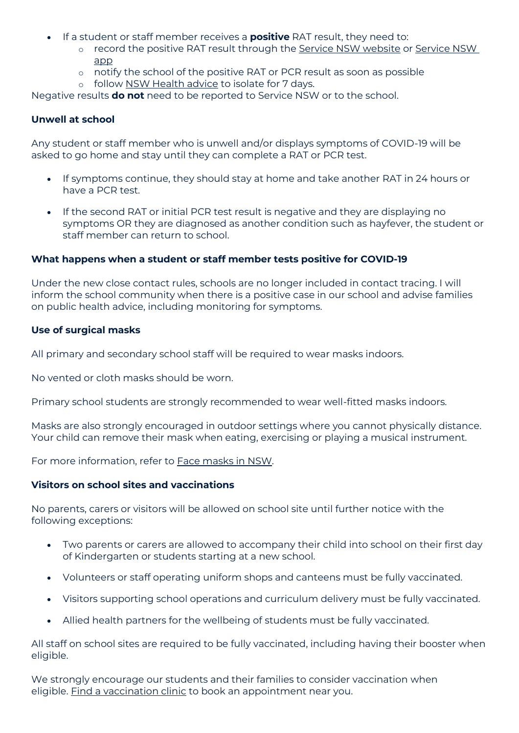- If a student or staff member receives a **positive** RAT result, they need to:
  - record the positive RAT result through the Service NSW website or Service NSW app
  - notify the school of the positive RAT or PCR result as soon as possible
  - follow NSW Health advice to isolate for 7 days.

Negative results **do not** need to be reported to Service NSW or to the school.

**Unwell at school**

Any student or staff member who is unwell and/or displays symptoms of COVID-19 will be asked to go home and stay until they can complete a RAT or PCR test.

- If symptoms continue, they should stay at home and take another RAT in 24 hours or have a PCR test.
- If the second RAT or initial PCR test result is negative and they are displaying no symptoms OR they are diagnosed as another condition such as hayfever, the student or staff member can return to school.

**What happens when a student or staff member tests positive for COVID-19**

Under the new close contact rules, schools are no longer included in contact tracing. I will inform the school community when there is a positive case in our school and advise families on public health advice, including monitoring for symptoms.

**Use of surgical masks**

All primary and secondary school staff will be required to wear masks indoors.

No vented or cloth masks should be worn.

Primary school students are strongly recommended to wear well-fitted masks indoors.

Masks are also strongly encouraged in outdoor settings where you cannot physically distance. Your child can remove their mask when eating, exercising or playing a musical instrument.

For more information, refer to Face masks in NSW.

**Visitors on school sites and vaccinations**

No parents, carers or visitors will be allowed on school site until further notice with the following exceptions:

- Two parents or carers are allowed to accompany their child into school on their first day of Kindergarten or students starting at a new school.
- Volunteers or staff operating uniform shops and canteens must be fully vaccinated.
- Visitors supporting school operations and curriculum delivery must be fully vaccinated.
- Allied health partners for the wellbeing of students must be fully vaccinated.

All staff on school sites are required to be fully vaccinated, including having their booster when eligible.

We strongly encourage our students and their families to consider vaccination when eligible. Find a vaccination clinic to book an appointment near you.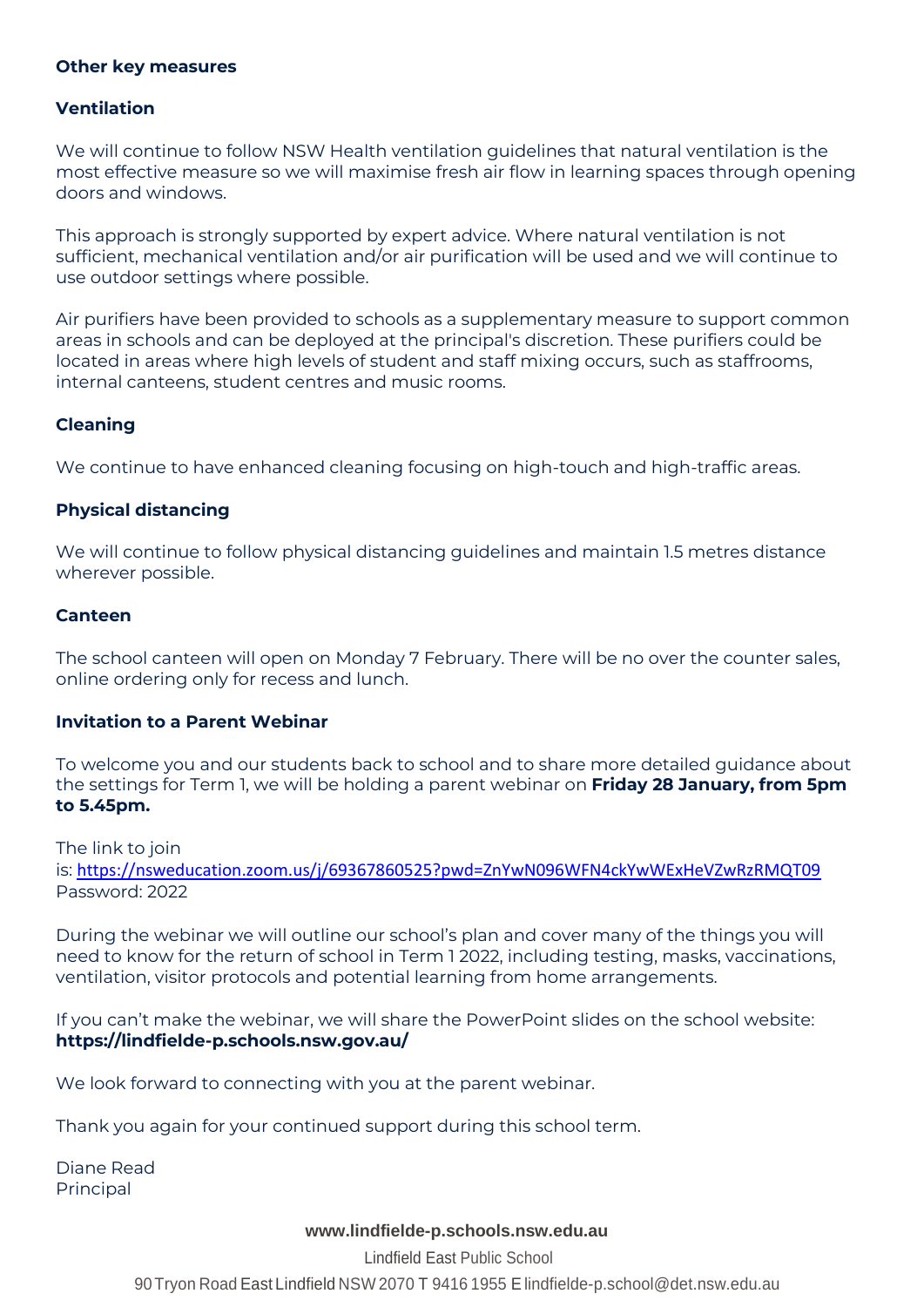### Other key measures

### Ventilation

We will continue to follow NSW Health ventilation guidelines that natural ventilation is the most effective measure so we will maximise fresh air flow in learning spaces through opening doors and windows.

This approach is strongly supported by expert advice. Where natural ventilation is not sufficient, mechanical ventilation and/or air purification will be used and we will continue to use outdoor settings where possible.

Air purifiers have been provided to schools as a supplementary measure to support common areas in schools and can be deployed at the principal's discretion. These purifiers could be located in areas where high levels of student and staff mixing occurs, such as staffrooms, internal canteens, student centres and music rooms.

### Cleaning

We continue to have enhanced cleaning focusing on high-touch and high-traffic areas.

### Physical distancing

We will continue to follow physical distancing guidelines and maintain 1.5 metres distance wherever possible.

### Canteen

The school canteen will open on Monday 7 February. There will be no over the counter sales, online ordering only for recess and lunch.

### Invitation to a Parent Webinar

To welcome you and our students back to school and to share more detailed guidance about the settings for Term 1, we will be holding a parent webinar on **Friday 28 January, from 5pm to 5.45pm.**

The link to join is: https://nsweducation.zoom.us/j/69367860525?pwd=ZnYwN096WFN4ckYwWExHeVZwRzRMQT09
Password: 2022

During the webinar we will outline our school's plan and cover many of the things you will need to know for the return of school in Term 1 2022, including testing, masks, vaccinations, ventilation, visitor protocols and potential learning from home arrangements.

If you can't make the webinar, we will share the PowerPoint slides on the school website: **https://lindfielde-p.schools.nsw.gov.au/**

We look forward to connecting with you at the parent webinar.

Thank you again for your continued support during this school term.

Diane Read
Principal

**www.lindfielde-p.schools.nsw.edu.au**

Lindfield East Public School

90 Tryon Road East Lindfield NSW 2070 T 9416 1955 E lindfielde-p.school@det.nsw.edu.au